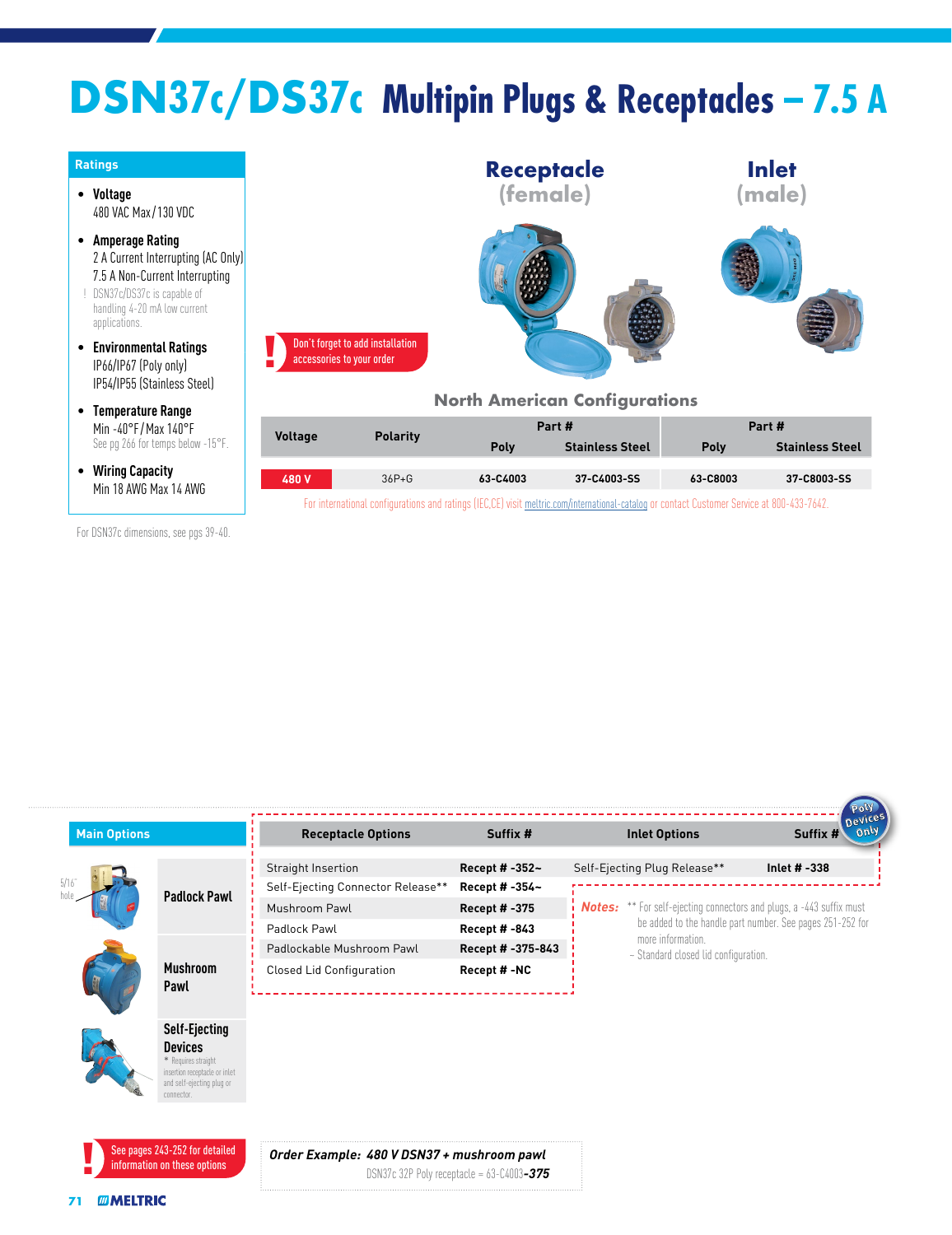# DSN37c/DS37c Multipin Plugs & Receptacles – 7.5 A

## Ratings

- **Voltage**
  480 VAC Max / 130 VDC
- **Amperage Rating**
  2 A Current Interrupting (AC Only)
  7.5 A Non-Current Interrupting
  ! DSN37c/DS37c is capable of handling 4-20 mA low current applications.
- **Environmental Ratings**
  IP66/IP67 (Poly only)
  IP54/IP55 (Stainless Steel)
- **Temperature Range**
  Min -40°F / Max 140°F
  See pg 266 for temps below -15°F.
- **Wiring Capacity**
  Min 18 AWG Max 14 AWG

For DSN37c dimensions, see pgs 39-40.

**Receptacle (female)** | **Inlet (male)**

! Don't forget to add installation accessories to your order

### North American Configurations

| Voltage | Polarity | Receptacle Part # | | Inlet Part # | |
|---|---|---|---|---|---|
| | | Poly | Stainless Steel | Poly | Stainless Steel |
| 480 V | 36P+G | 63-C4003 | 37-C4003-SS | 63-C8003 | 37-C8003-SS |

For international configurations and ratings (IEC,CE) visit meltric.com/international-catalog or contact Customer Service at 800-433-7642.

## Main Options

- **Padlock Pawl** (5/16" hole)
- **Mushroom Pawl**
- **Self-Ejecting Devices**
  \* Requires straight insertion receptacle or inlet and self-ejecting plug or connector.

| Receptacle Options | Suffix # |
|---|---|
| Straight Insertion | Recept # -352~ |
| Self-Ejecting Connector Release** | Recept # -354~ |
| Mushroom Pawl | Recept # -375 |
| Padlock Pawl | Recept # -843 |
| Padlockable Mushroom Pawl | Recept # -375-843 |
| Closed Lid Configuration | Recept # -NC |

| Inlet Options | Suffix # |
|---|---|
| Self-Ejecting Plug Release** | Inlet # -338 |

Poly Devices Only

**Notes:** ** For self-ejecting connectors and plugs, a -443 suffix must be added to the handle part number. See pages 251-252 for more information.
~ Standard closed lid configuration.

! See pages 243-252 for detailed information on these options

***Order Example: 480 V DSN37 + mushroom pawl***
DSN37c 32P Poly receptacle = 63-C4003***-375***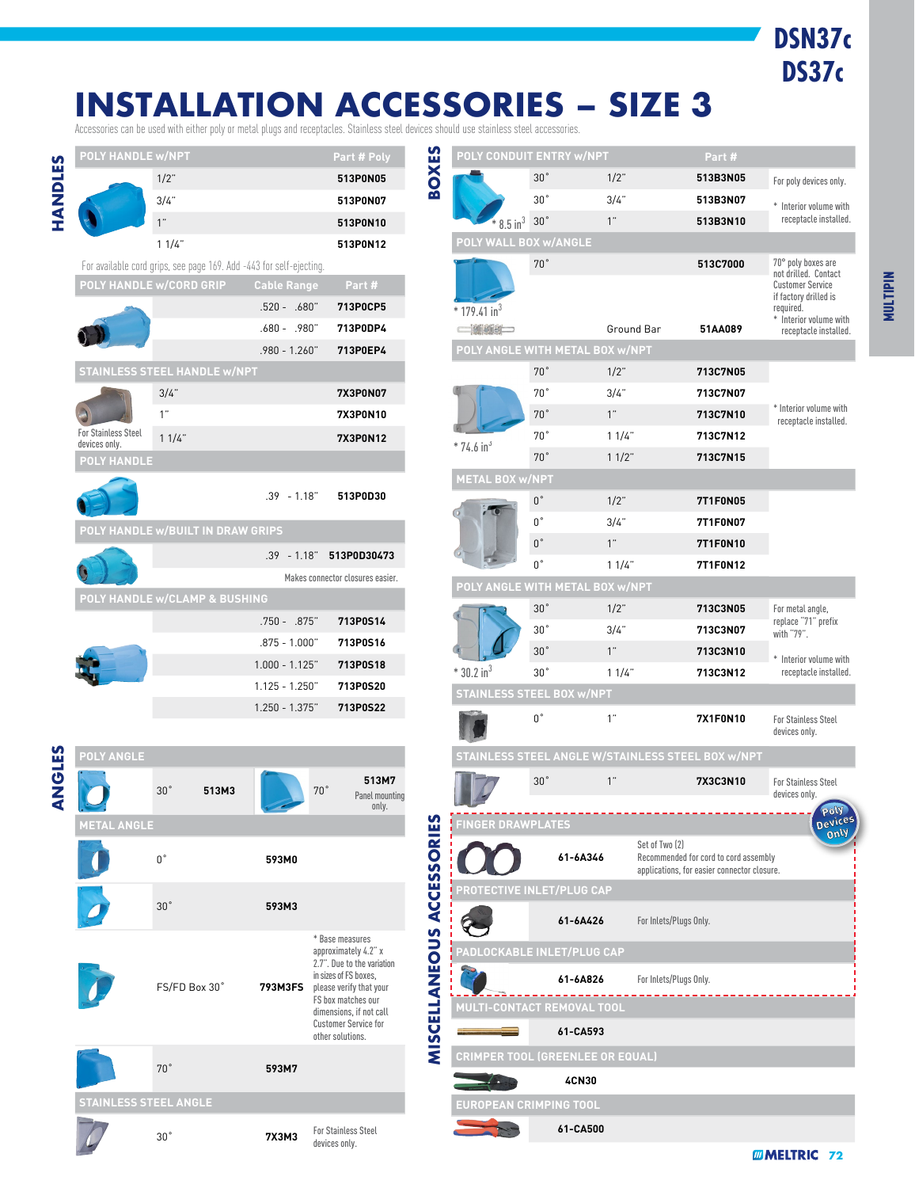DSN37c
DS37c

# INSTALLATION ACCESSORIES – SIZE 3

Accessories can be used with either poly or metal plugs and receptacles. Stainless steel devices should use stainless steel accessories.

## HANDLES

| POLY HANDLE w/NPT | Part # Poly |
|---|---|
| 1/2" | 513P0N05 |
| 3/4" | 513P0N07 |
| 1" | 513P0N10 |
| 1 1/4" | 513P0N12 |

For available cord grips, see page 169. Add -443 for self-ejecting.

| POLY HANDLE w/CORD GRIP | Cable Range | Part # |
|---|---|---|
| | .520 - .680" | 713P0CP5 |
| | .680 - .980" | 713P0DP4 |
| | .980 - 1.260" | 713P0EP4 |

| STAINLESS STEEL HANDLE w/NPT | |
|---|---|
| 3/4" | 7X3P0N07 |
| 1" | 7X3P0N10 |
| 1 1/4" | 7X3P0N12 |

For Stainless Steel devices only.

| POLY HANDLE | |
|---|---|
| .39 - 1.18" | 513P0D30 |

| POLY HANDLE w/BUILT IN DRAW GRIPS | |
|---|---|
| .39 - 1.18" | 513P0D30473 |

Makes connector closures easier.

| POLY HANDLE w/CLAMP & BUSHING | |
|---|---|
| .750 - .875" | 713P0S14 |
| .875 - 1.000" | 713P0S16 |
| 1.000 - 1.125" | 713P0S18 |
| 1.125 - 1.250" | 713P0S20 |
| 1.250 - 1.375" | 713P0S22 |

## ANGLES

| POLY ANGLE | | | | |
|---|---|---|---|---|
| 30° | 513M3 | 70° | 513M7 | Panel mounting only. |

| METAL ANGLE | | |
|---|---|---|
| 0° | 593M0 | |
| 30° | 593M3 | |
| FS/FD Box 30° | 793M3FS | * Base measures approximately 4.2" x 2.7". Due to the variation in sizes of FS boxes, please verify that your FS box matches our dimensions, if not call Customer Service for other solutions. |
| 70° | 593M7 | |

| STAINLESS STEEL ANGLE | | |
|---|---|---|
| 30° | 7X3M3 | For Stainless Steel devices only. |

## BOXES

| POLY CONDUIT ENTRY w/NPT | | Part # | |
|---|---|---|---|
| 30° | 1/2" | 513B3N05 | For poly devices only. |
| 30° | 3/4" | 513B3N07 | * Interior volume with receptacle installed. |
| 30° | 1" | 513B3N10 | |

* 8.5 in³

| POLY WALL BOX w/ANGLE | | | |
|---|---|---|---|
| 70° | | 513C7000 | 70° poly boxes are not drilled. Contact Customer Service if factory drilled is required. * Interior volume with receptacle installed. |
| | Ground Bar | 51AA089 | |

* 179.41 in³

| POLY ANGLE WITH METAL BOX w/NPT | | | |
|---|---|---|---|
| 70° | 1/2" | 713C7N05 | * Interior volume with receptacle installed. |
| 70° | 3/4" | 713C7N07 | |
| 70° | 1" | 713C7N10 | |
| 70° | 1 1/4" | 713C7N12 | |
| 70° | 1 1/2" | 713C7N15 | |

* 74.6 in³

| METAL BOX w/NPT | | |
|---|---|---|
| 0° | 1/2" | 7T1F0N05 |
| 0° | 3/4" | 7T1F0N07 |
| 0° | 1" | 7T1F0N10 |
| 0° | 1 1/4" | 7T1F0N12 |

| POLY ANGLE WITH METAL BOX w/NPT | | | |
|---|---|---|---|
| 30° | 1/2" | 713C3N05 | For metal angle, replace "71" prefix with "79". |
| 30° | 3/4" | 713C3N07 | |
| 30° | 1" | 713C3N10 | * Interior volume with receptacle installed. |
| 30° | 1 1/4" | 713C3N12 | |

* 30.2 in³

| STAINLESS STEEL BOX w/NPT | | | |
|---|---|---|---|
| 0° | 1" | 7X1F0N10 | For Stainless Steel devices only. |

| STAINLESS STEEL ANGLE W/STAINLESS STEEL BOX w/NPT | | | |
|---|---|---|---|
| 30° | 1" | 7X3C3N10 | For Stainless Steel devices only. |

## MISCELLANEOUS ACCESSORIES

Poly Devices Only

| FINGER DRAWPLATES | |
|---|---|
| 61-6A346 | Set of Two (2) Recommended for cord to cord assembly applications, for easier connector closure. |

| PROTECTIVE INLET/PLUG CAP | |
|---|---|
| 61-6A426 | For Inlets/Plugs Only. |

| PADLOCKABLE INLET/PLUG CAP | |
|---|---|
| 61-6A826 | For Inlets/Plugs Only. |

| MULTI-CONTACT REMOVAL TOOL |
|---|
| 61-CA593 |

| CRIMPER TOOL (GREENLEE OR EQUAL) |
|---|
| 4CN30 |

| EUROPEAN CRIMPING TOOL |
|---|
| 61-CA500 |

MULTIPIN

MELTRIC